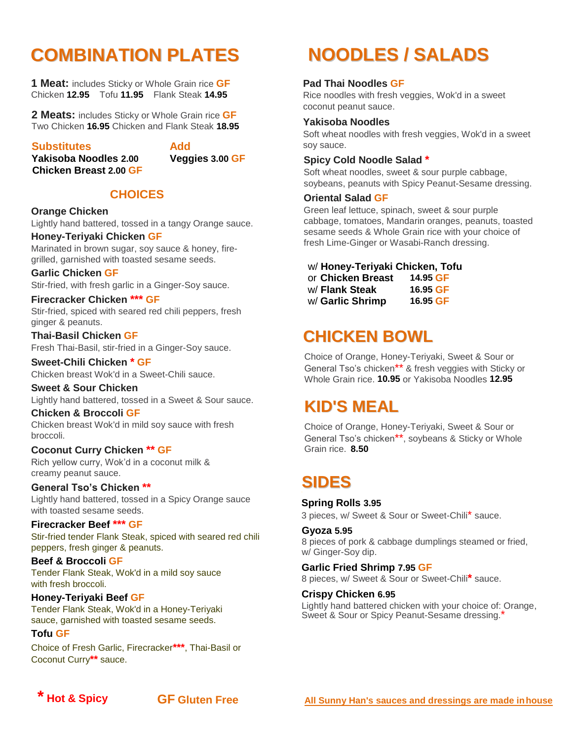# COMBINATION PLATES

**1 Meat:** includes Sticky or Whole Grain rice GF
Chicken **12.95** Tofu **11.95** Flank Steak **14.95**

**2 Meats:** includes Sticky or Whole Grain rice GF
Two Chicken **16.95** Chicken and Flank Steak **18.95**

| Substitutes | Add |
| --- | --- |
| **Yakisoba Noodles** 2.00 | **Veggies** 3.00 GF |
| **Chicken Breast** 2.00 GF | |

## CHOICES

**Orange Chicken**
Lightly hand battered, tossed in a tangy Orange sauce.

**Honey-Teriyaki Chicken** GF
Marinated in brown sugar, soy sauce & honey, fire-grilled, garnished with toasted sesame seeds.

**Garlic Chicken** GF
Stir-fried, with fresh garlic in a Ginger-Soy sauce.

**Firecracker Chicken** *** GF
Stir-fried, spiced with seared red chili peppers, fresh ginger & peanuts.

**Thai-Basil Chicken** GF
Fresh Thai-Basil, stir-fried in a Ginger-Soy sauce.

**Sweet-Chili Chicken** * GF
Chicken breast Wok'd in a Sweet-Chili sauce.

**Sweet & Sour Chicken**
Lightly hand battered, tossed in a Sweet & Sour sauce.

**Chicken & Broccoli** GF
Chicken breast Wok'd in mild soy sauce with fresh broccoli.

**Coconut Curry Chicken** ** GF
Rich yellow curry, Wok'd in a coconut milk & creamy peanut sauce.

**General Tso's Chicken** **
Lightly hand battered, tossed in a Spicy Orange sauce with toasted sesame seeds.

**Firecracker Beef** *** GF
Stir-fried tender Flank Steak, spiced with seared red chili peppers, fresh ginger & peanuts.

**Beef & Broccoli** GF
Tender Flank Steak, Wok'd in a mild soy sauce with fresh broccoli.

**Honey-Teriyaki Beef** GF
Tender Flank Steak, Wok'd in a Honey-Teriyaki sauce, garnished with toasted sesame seeds.

**Tofu** GF
Choice of Fresh Garlic, Firecracker***, Thai-Basil or Coconut Curry** sauce.

# NOODLES / SALADS

**Pad Thai Noodles** GF
Rice noodles with fresh veggies, Wok'd in a sweet coconut peanut sauce.

**Yakisoba Noodles**
Soft wheat noodles with fresh veggies, Wok'd in a sweet soy sauce.

**Spicy Cold Noodle Salad** *
Soft wheat noodles, sweet & sour purple cabbage, soybeans, peanuts with Spicy Peanut-Sesame dressing.

**Oriental Salad** GF
Green leaf lettuce, spinach, sweet & sour purple cabbage, tomatoes, Mandarin oranges, peanuts, toasted sesame seeds & Whole Grain rice with your choice of fresh Lime-Ginger or Wasabi-Ranch dressing.

| | |
| --- | --- |
| w/ **Honey-Teriyaki Chicken, Tofu** or **Chicken Breast** | **14.95** GF |
| w/ **Flank Steak** | **16.95** GF |
| w/ **Garlic Shrimp** | **16.95** GF |

# CHICKEN BOWL

Choice of Orange, Honey-Teriyaki, Sweet & Sour or General Tso's chicken** & fresh veggies with Sticky or Whole Grain rice. **10.95** or Yakisoba Noodles **12.95**

# KID'S MEAL

Choice of Orange, Honey-Teriyaki, Sweet & Sour or General Tso's chicken**, soybeans & Sticky or Whole Grain rice. **8.50**

# SIDES

**Spring Rolls** 3.95
3 pieces, w/ Sweet & Sour or Sweet-Chili* sauce.

**Gyoza** 5.95
8 pieces of pork & cabbage dumplings steamed or fried, w/ Ginger-Soy dip.

**Garlic Fried Shrimp** 7.95 GF
8 pieces, w/ Sweet & Sour or Sweet-Chili* sauce.

**Crispy Chicken** 6.95
Lightly hand battered chicken with your choice of: Orange, Sweet & Sour or Spicy Peanut-Sesame dressing.*

\* Hot & Spicy    GF Gluten Free

All Sunny Han's sauces and dressings are made inhouse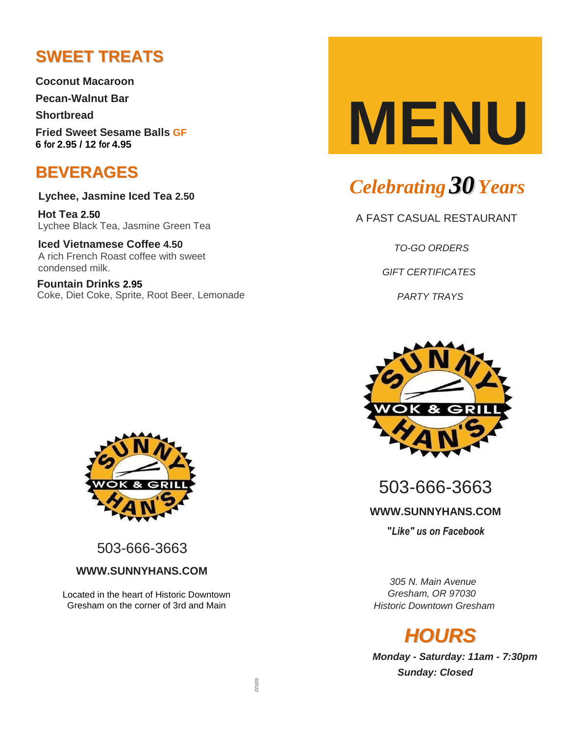## SWEET TREATS

**Coconut Macaroon**

**Pecan-Walnut Bar**

**Shortbread**

**Fried Sweet Sesame Balls** GF
**6 for 2.95 / 12 for 4.95**

## BEVERAGES

**Lychee, Jasmine Iced Tea 2.50**

**Hot Tea 2.50**
Lychee Black Tea, Jasmine Green Tea

**Iced Vietnamese Coffee 4.50**
A rich French Roast coffee with sweet condensed milk.

**Fountain Drinks 2.95**
Coke, Diet Coke, Sprite, Root Beer, Lemonade

SUNNY HAN'S WOK & GRILL

503-666-3663

**WWW.SUNNYHANS.COM**

Located in the heart of Historic Downtown Gresham on the corner of 3rd and Main

# MENU

*Celebrating 30 Years*

A FAST CASUAL RESTAURANT

*TO-GO ORDERS*

*GIFT CERTIFICATES*

*PARTY TRAYS*

SUNNY HAN'S WOK & GRILL

503-666-3663

**WWW.SUNNYHANS.COM**

***"Like" us on Facebook***

*305 N. Main Avenue*
*Gresham, OR 97030*
*Historic Downtown Gresham*

## *HOURS*

***Monday - Saturday: 11am - 7:30pm***
***Sunday: Closed***

62022